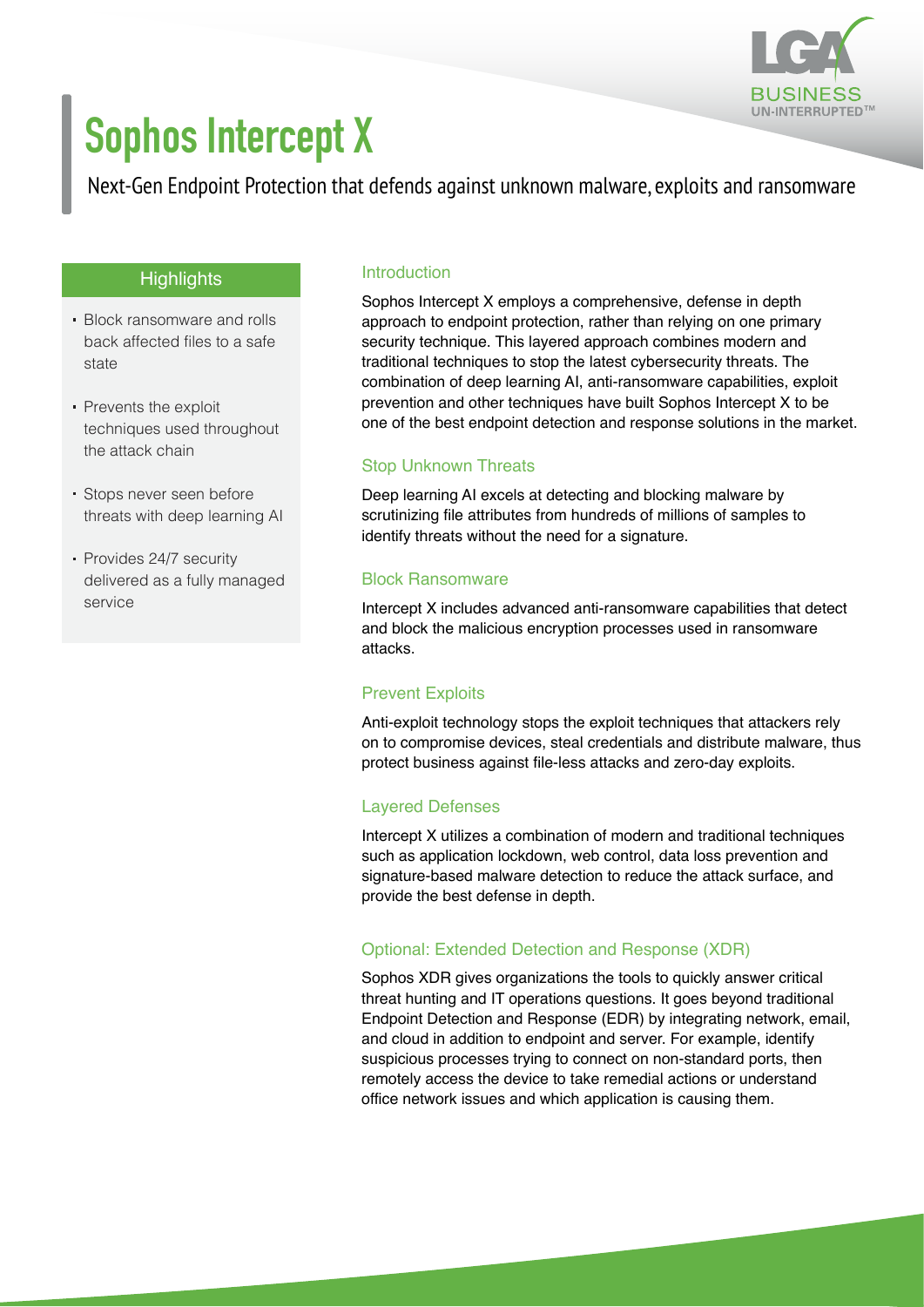# Sophos Intercept X

Next-Gen Endpoint Protection that defends against unknown malware, exploits and ransomware

## Highlights

- Block ransomware and rolls back affected files to a safe state
- Prevents the exploit techniques used throughout the attack chain
- Stops never seen before threats with deep learning AI
- Provides 24/7 security delivered as a fully managed service

### Introduction

Sophos Intercept X employs a comprehensive, defense in depth approach to endpoint protection, rather than relying on one primary security technique. This layered approach combines modern and traditional techniques to stop the latest cybersecurity threats. The combination of deep learning AI, anti-ransomware capabilities, exploit prevention and other techniques have built Sophos Intercept X to be one of the best endpoint detection and response solutions in the market.

### Stop Unknown Threats

Deep learning AI excels at detecting and blocking malware by scrutinizing file attributes from hundreds of millions of samples to identify threats without the need for a signature.

### Block Ransomware

Intercept X includes advanced anti-ransomware capabilities that detect and block the malicious encryption processes used in ransomware attacks.

### Prevent Exploits

Anti-exploit technology stops the exploit techniques that attackers rely on to compromise devices, steal credentials and distribute malware, thus protect business against file-less attacks and zero-day exploits.

### Layered Defenses

Intercept X utilizes a combination of modern and traditional techniques such as application lockdown, web control, data loss prevention and signature-based malware detection to reduce the attack surface, and provide the best defense in depth.

### Optional: Extended Detection and Response (XDR)

Sophos XDR gives organizations the tools to quickly answer critical threat hunting and IT operations questions. It goes beyond traditional Endpoint Detection and Response (EDR) by integrating network, email, and cloud in addition to endpoint and server. For example, identify suspicious processes trying to connect on non-standard ports, then remotely access the device to take remedial actions or understand office network issues and which application is causing them.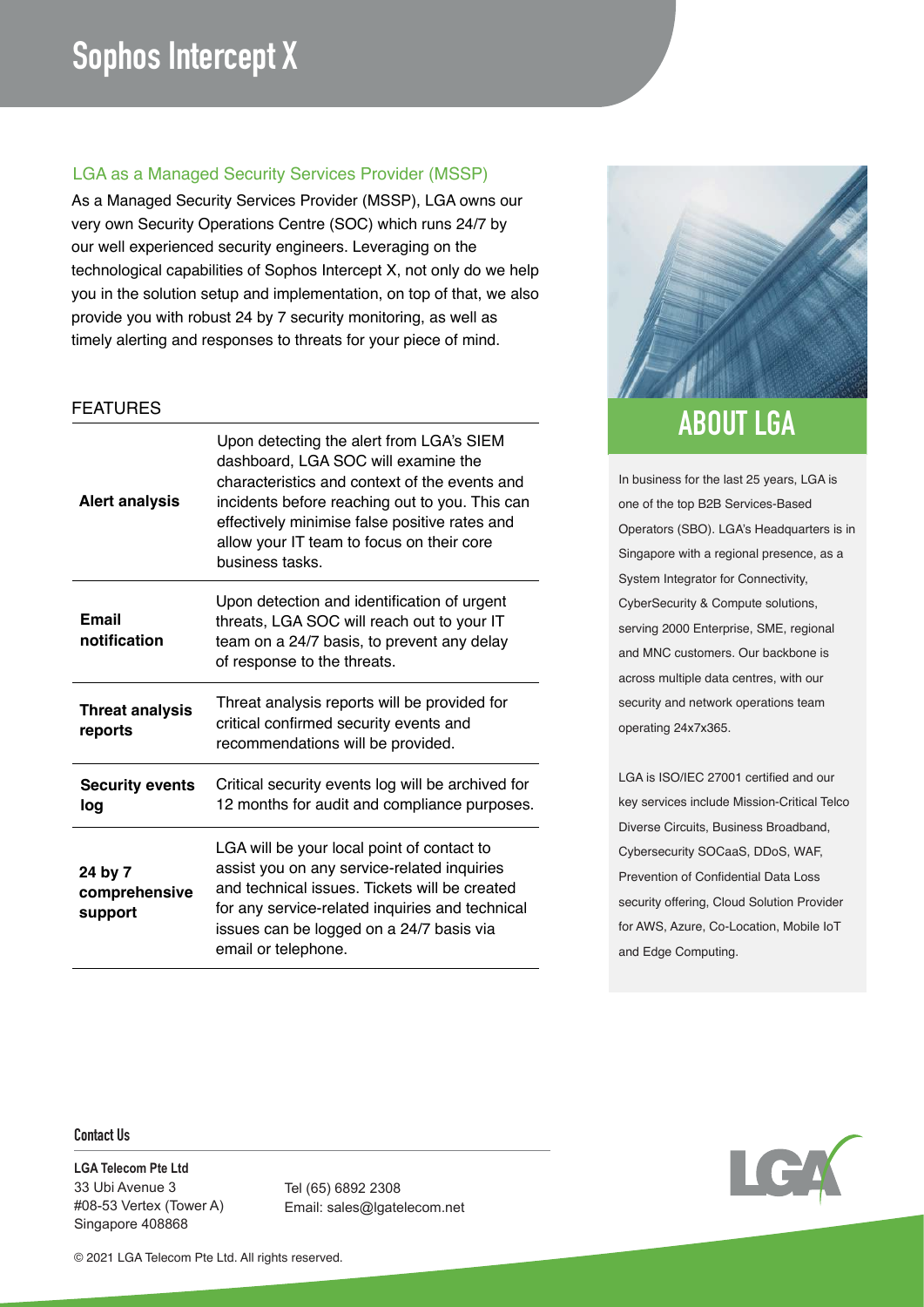# Sophos Intercept X

## LGA as a Managed Security Services Provider (MSSP)

As a Managed Security Services Provider (MSSP), LGA owns our very own Security Operations Centre (SOC) which runs 24/7 by our well experienced security engineers. Leveraging on the technological capabilities of Sophos Intercept X, not only do we help you in the solution setup and implementation, on top of that, we also provide you with robust 24 by 7 security monitoring, as well as timely alerting and responses to threats for your piece of mind.

### FEATURES

| | |
|---|---|
| **Alert analysis** | Upon detecting the alert from LGA's SIEM dashboard, LGA SOC will examine the characteristics and context of the events and incidents before reaching out to you. This can effectively minimise false positive rates and allow your IT team to focus on their core business tasks. |
| **Email notification** | Upon detection and identification of urgent threats, LGA SOC will reach out to your IT team on a 24/7 basis, to prevent any delay of response to the threats. |
| **Threat analysis reports** | Threat analysis reports will be provided for critical confirmed security events and recommendations will be provided. |
| **Security events log** | Critical security events log will be archived for 12 months for audit and compliance purposes. |
| **24 by 7 comprehensive support** | LGA will be your local point of contact to assist you on any service-related inquiries and technical issues. Tickets will be created for any service-related inquiries and technical issues can be logged on a 24/7 basis via email or telephone. |

## ABOUT LGA

In business for the last 25 years, LGA is one of the top B2B Services-Based Operators (SBO). LGA's Headquarters is in Singapore with a regional presence, as a System Integrator for Connectivity, CyberSecurity & Compute solutions, serving 2000 Enterprise, SME, regional and MNC customers. Our backbone is across multiple data centres, with our security and network operations team operating 24x7x365.

LGA is ISO/IEC 27001 certified and our key services include Mission-Critical Telco Diverse Circuits, Business Broadband, Cybersecurity SOCaaS, DDoS, WAF, Prevention of Confidential Data Loss security offering, Cloud Solution Provider for AWS, Azure, Co-Location, Mobile IoT and Edge Computing.

### Contact Us

**LGA Telecom Pte Ltd**
33 Ubi Avenue 3
#08-53 Vertex (Tower A)
Singapore 408868

Tel (65) 6892 2308
Email: sales@lgatelecom.net

© 2021 LGA Telecom Pte Ltd. All rights reserved.